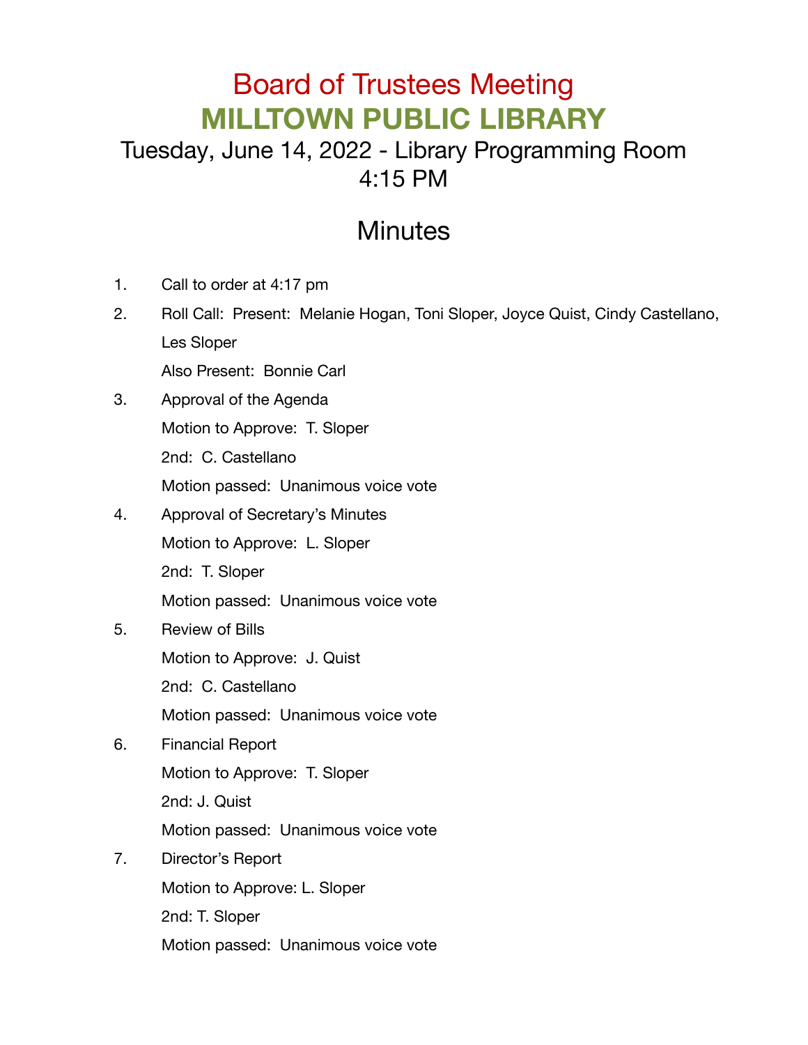# Board of Trustees Meeting

# MILLTOWN PUBLIC LIBRARY

## Tuesday, June 14, 2022 - Library Programming Room
## 4:15 PM

## Minutes

1. Call to order at 4:17 pm
2. Roll Call: Present: Melanie Hogan, Toni Sloper, Joyce Quist, Cindy Castellano, Les Sloper

   Also Present: Bonnie Carl
3. Approval of the Agenda

   Motion to Approve: T. Sloper

   2nd: C. Castellano

   Motion passed: Unanimous voice vote
4. Approval of Secretary's Minutes

   Motion to Approve: L. Sloper

   2nd: T. Sloper

   Motion passed: Unanimous voice vote
5. Review of Bills

   Motion to Approve: J. Quist

   2nd: C. Castellano

   Motion passed: Unanimous voice vote
6. Financial Report

   Motion to Approve: T. Sloper

   2nd: J. Quist

   Motion passed: Unanimous voice vote
7. Director's Report

   Motion to Approve: L. Sloper

   2nd: T. Sloper

   Motion passed: Unanimous voice vote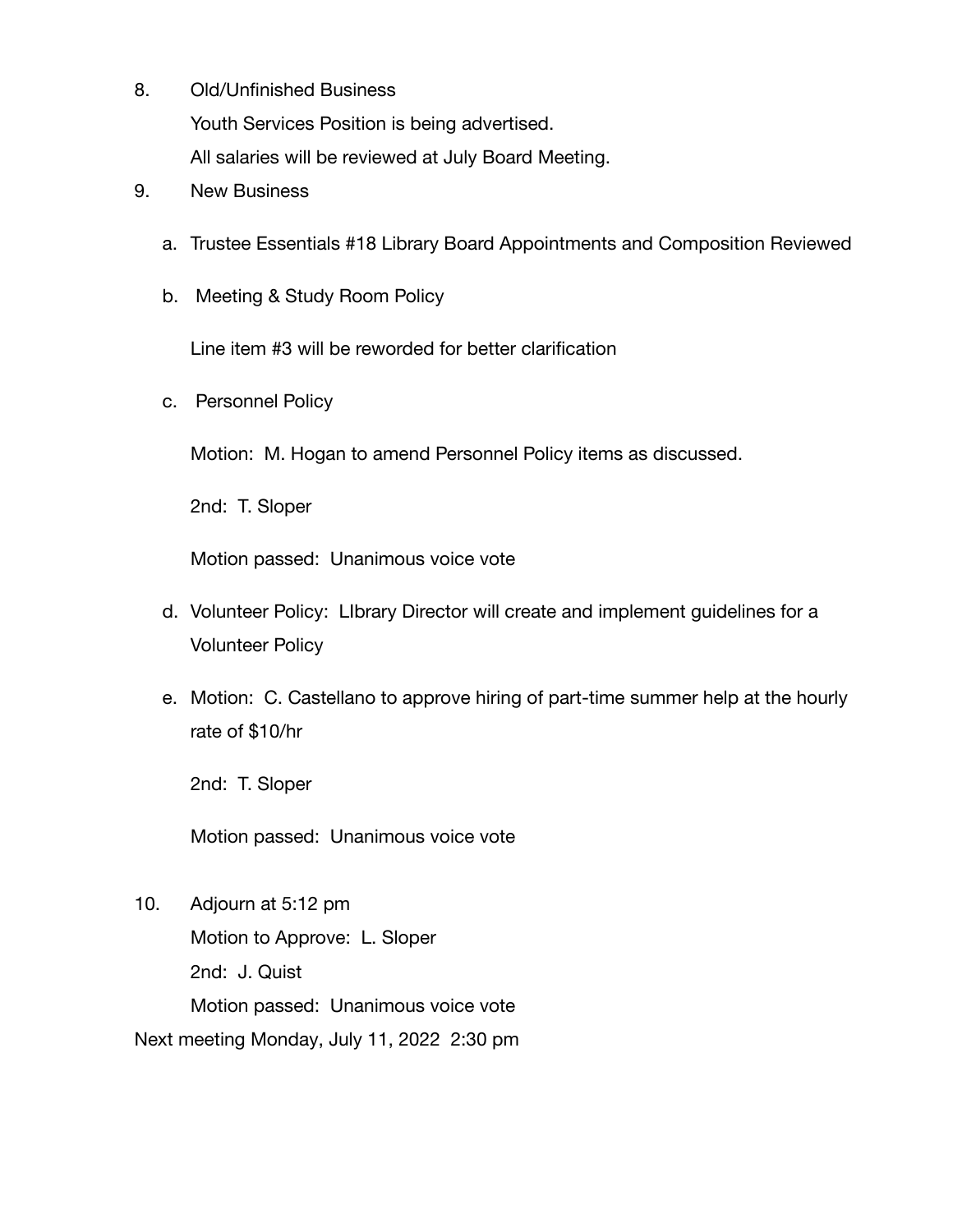8. Old/Unfinished Business

   Youth Services Position is being advertised.

   All salaries will be reviewed at July Board Meeting.

9. New Business

   a. Trustee Essentials #18 Library Board Appointments and Composition Reviewed

   b. Meeting & Study Room Policy

      Line item #3 will be reworded for better clarification

   c. Personnel Policy

      Motion: M. Hogan to amend Personnel Policy items as discussed.

      2nd: T. Sloper

      Motion passed: Unanimous voice vote

   d. Volunteer Policy: LIbrary Director will create and implement guidelines for a Volunteer Policy

   e. Motion: C. Castellano to approve hiring of part-time summer help at the hourly rate of $10/hr

      2nd: T. Sloper

      Motion passed: Unanimous voice vote

10. Adjourn at 5:12 pm

    Motion to Approve: L. Sloper

    2nd: J. Quist

    Motion passed: Unanimous voice vote

Next meeting Monday, July 11, 2022 2:30 pm